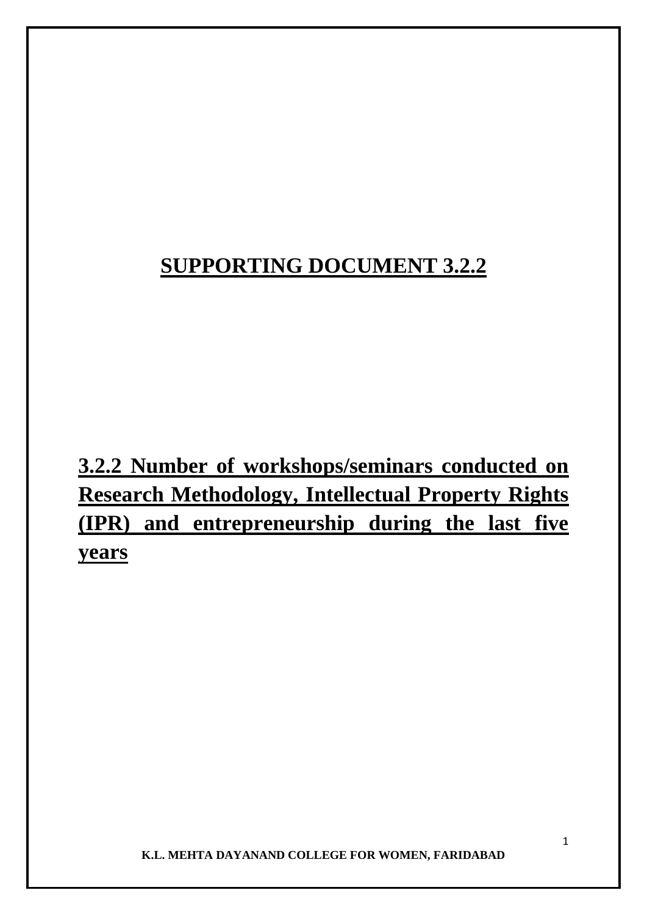# SUPPORTING DOCUMENT 3.2.2

## 3.2.2 Number of workshops/seminars conducted on Research Methodology, Intellectual Property Rights (IPR) and entrepreneurship during the last five years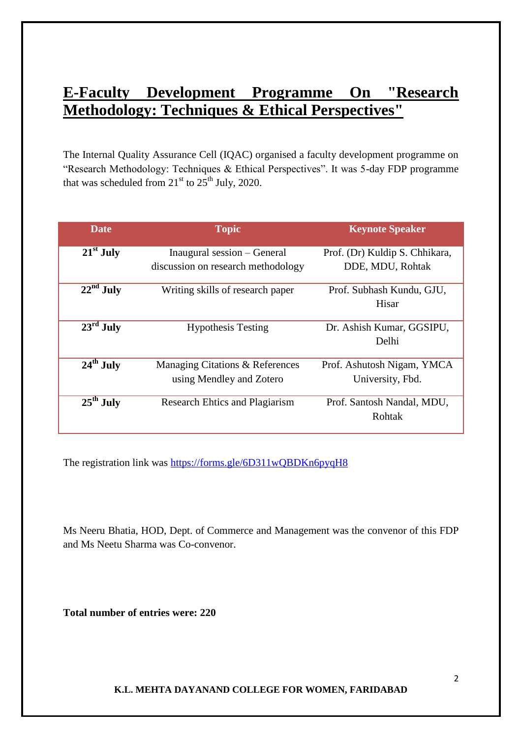# E-Faculty Development Programme On "Research Methodology: Techniques & Ethical Perspectives"

The Internal Quality Assurance Cell (IQAC) organised a faculty development programme on "Research Methodology: Techniques & Ethical Perspectives". It was 5-day FDP programme that was scheduled from 21st to 25th July, 2020.

| Date | Topic | Keynote Speaker |
|---|---|---|
| **21st July** | Inaugural session – General discussion on research methodology | Prof. (Dr) Kuldip S. Chhikara, DDE, MDU, Rohtak |
| **22nd July** | Writing skills of research paper | Prof. Subhash Kundu, GJU, Hisar |
| **23rd July** | Hypothesis Testing | Dr. Ashish Kumar, GGSIPU, Delhi |
| **24th July** | Managing Citations & References using Mendley and Zotero | Prof. Ashutosh Nigam, YMCA University, Fbd. |
| **25th July** | Research Ehtics and Plagiarism | Prof. Santosh Nandal, MDU, Rohtak |

The registration link was https://forms.gle/6D311wQBDKn6pyqH8

Ms Neeru Bhatia, HOD, Dept. of Commerce and Management was the convenor of this FDP and Ms Neetu Sharma was Co-convenor.

**Total number of entries were: 220**

**K.L. MEHTA DAYANAND COLLEGE FOR WOMEN, FARIDABAD**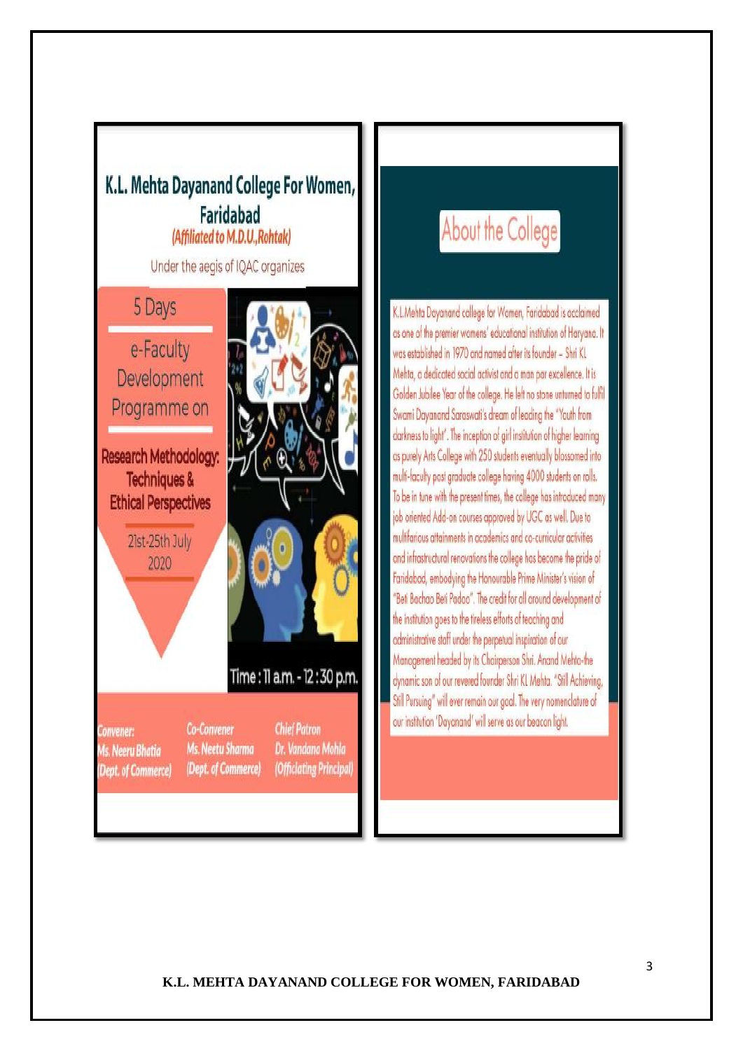# K.L. Mehta Dayanand College For Women, Faridabad

*(Affiliated to M.D.U.,Rohtak)*

Under the aegis of IQAC organizes

5 Days

e-Faculty Development Programme on

**Research Methodology: Techniques & Ethical Perspectives**

21st-25th July 2020

Time : 11 a.m. - 12 :30 p.m.

*Convener:* Ms. Neeru Bhatia (Dept. of Commerce)

*Co-Convener* Ms. Neetu Sharma (Dept. of Commerce)

*Chief Patron* Dr. Vandana Mohla (Officiating Principal)

## About the College

K.L.Mehta Dayanand college for Women, Faridabad is acclaimed as one of the premier womens' educational institution of Haryana. It was established in 1970 and named after its founder – Shri KL Mehta, a dedicated social activist and a man par excellence. It is Golden Jubilee Year of the college. He left no stone unturned to fulfil Swami Dayanand Saraswati's dream of leading the "Youth from darkness to light". The inception of girl institution of higher learning as purely Arts College with 250 students eventually blossomed into multi-faculty post graduate college having 4000 students on rolls. To be in tune with the present times, the college has introduced many job oriented Add-on courses approved by UGC as well. Due to multifarious attainments in academics and co-curricular activities and infrastructural renovations the college has become the pride of Faridabad, embodying the Honourable Prime Minister's vision of "Beti Bachao Beti Padao". The credit for all around development of the institution goes to the tireless efforts of teaching and administrative staff under the perpetual inspiration of our Management headed by its Chairperson Shri. Anand Mehta-the dynamic son of our revered founder Shri KL Mehta. "Still Achieving, Still Pursuing" will ever remain our goal. The very nomenclature of our institution 'Dayanand' will serve as our beacon light.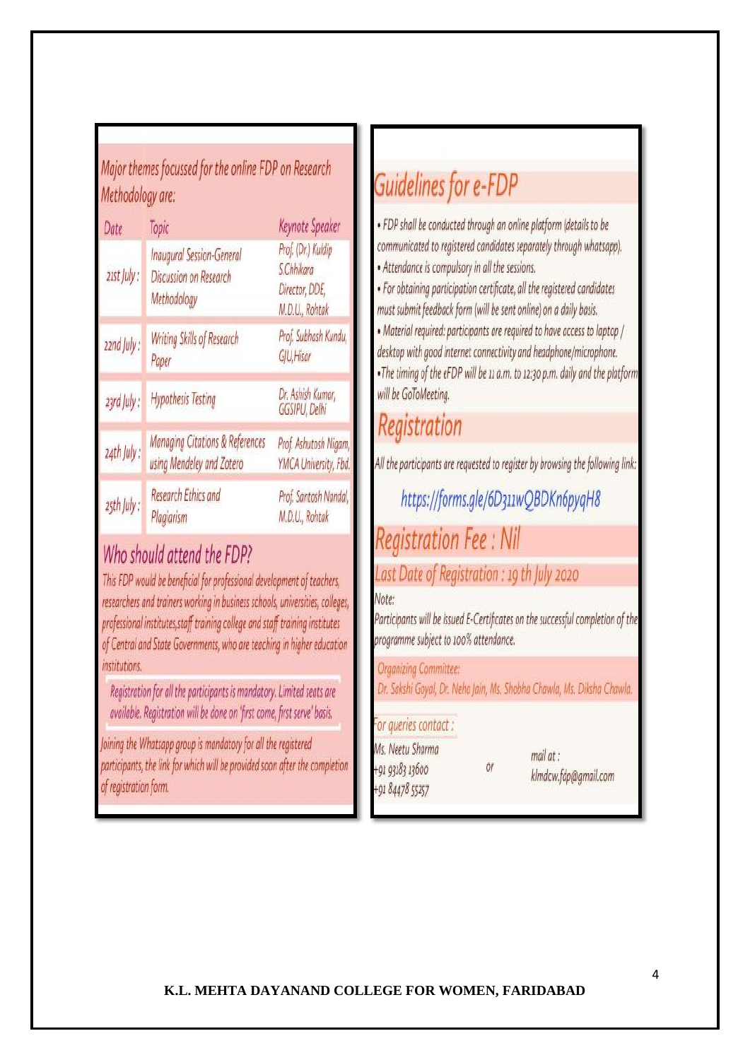Major themes focussed for the online FDP on Research Methodology are:

| Date | Topic | Keynote Speaker |
| --- | --- | --- |
| 21st July : | Inaugural Session-General Discussion on Research Methodology | Prof. (Dr.) Kuldip S.Chhikara Director, DDE, M.D.U., Rohtak |
| 22nd July : | Writing Skills of Research Paper | Prof. Subhash Kundu, GJU,Hisar |
| 23rd July : | Hypothesis Testing | Dr. Ashish Kumar, GGSIPU, Delhi |
| 24th July : | Managing Citations & References using Mendeley and Zotero | Prof. Ashutosh Nigam, YMCA University, Fbd. |
| 25th July : | Research Ethics and Plagiarism | Prof. Santosh Nandal, M.D.U., Rohtak |

## Who should attend the FDP?

This FDP would be beneficial for professional development of teachers, researchers and trainers working in business schools, universities, colleges, professional institutes,staff training college and staff training institutes of Central and State Governments, who are teaching in higher education institutions.

Registration for all the participants is mandatory. Limited seats are available. Registration will be done on 'first come, first serve' basis.

Joining the Whatsapp group is mandatory for all the registered participants, the link for which will be provided soon after the completion of registration form.

## Guidelines for e-FDP

- FDP shall be conducted through an online platform (details to be communicated to registered candidates separately through whatsapp).
- Attendance is compulsory in all the sessions.
- For obtaining participation certificate, all the registered candidates must submit feedback form (will be sent online) on a daily basis.
- Material required: participants are required to have access to laptop / desktop with good internet connectivity and headphone/microphone.
- The timing of the eFDP will be 11 a.m. to 12:30 p.m. daily and the platform will be GoToMeeting.

## Registration

All the participants are requested to register by browsing the following link:

https://forms.gle/6D311wQBDKn6pyqH8

## Registration Fee : Nil

### Last Date of Registration : 19 th July 2020

Note:

Participants will be issued E-Certificates on the successful completion of the programme subject to 100% attendance.

Organizing Committee:

Dr. Sakshi Goyal, Dr. Neha Jain, Ms. Shobha Chawla, Ms. Diksha Chawla.

For queries contact :

Ms. Neetu Sharma
+91 93183 13600
+91 84478 55257

or

mail at :
klmdcw.fdp@gmail.com

**K.L. MEHTA DAYANAND COLLEGE FOR WOMEN, FARIDABAD**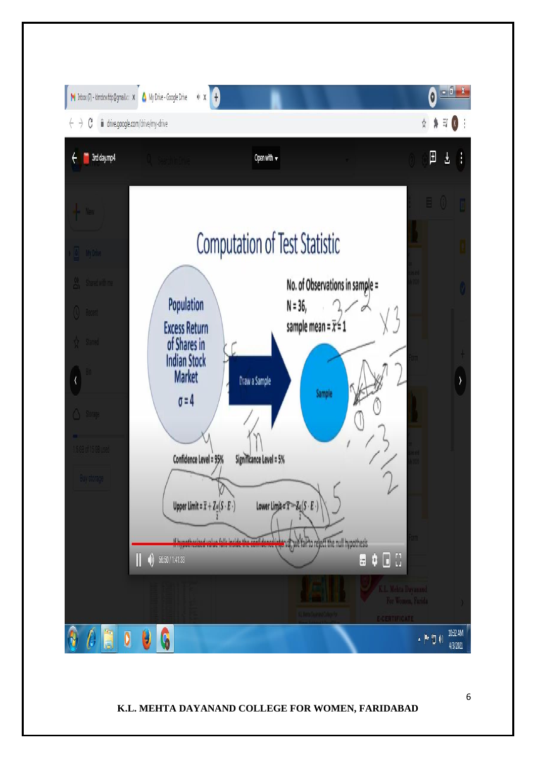Computation of Test Statistic

Population Excess Return of Shares in Indian Stock Market

$\sigma = 4$

Draw a Sample

Sample

No. of Observations in sample = N = 36,

sample mean = $\bar{x} = 1$

Confidence Level = 95%  Significance Level = 5%

Upper Limit = $\bar{x} + Z_{\frac{\alpha}{2}}(S \cdot E \cdot)$  Lower Limit = $\bar{x} - Z_{\frac{\alpha}{2}}(S \cdot E \cdot)$

If hypothesized value falls inside the confidence interval, we fail to reject the null hypothesis

K.L. MEHTA DAYANAND COLLEGE FOR WOMEN, FARIDABAD